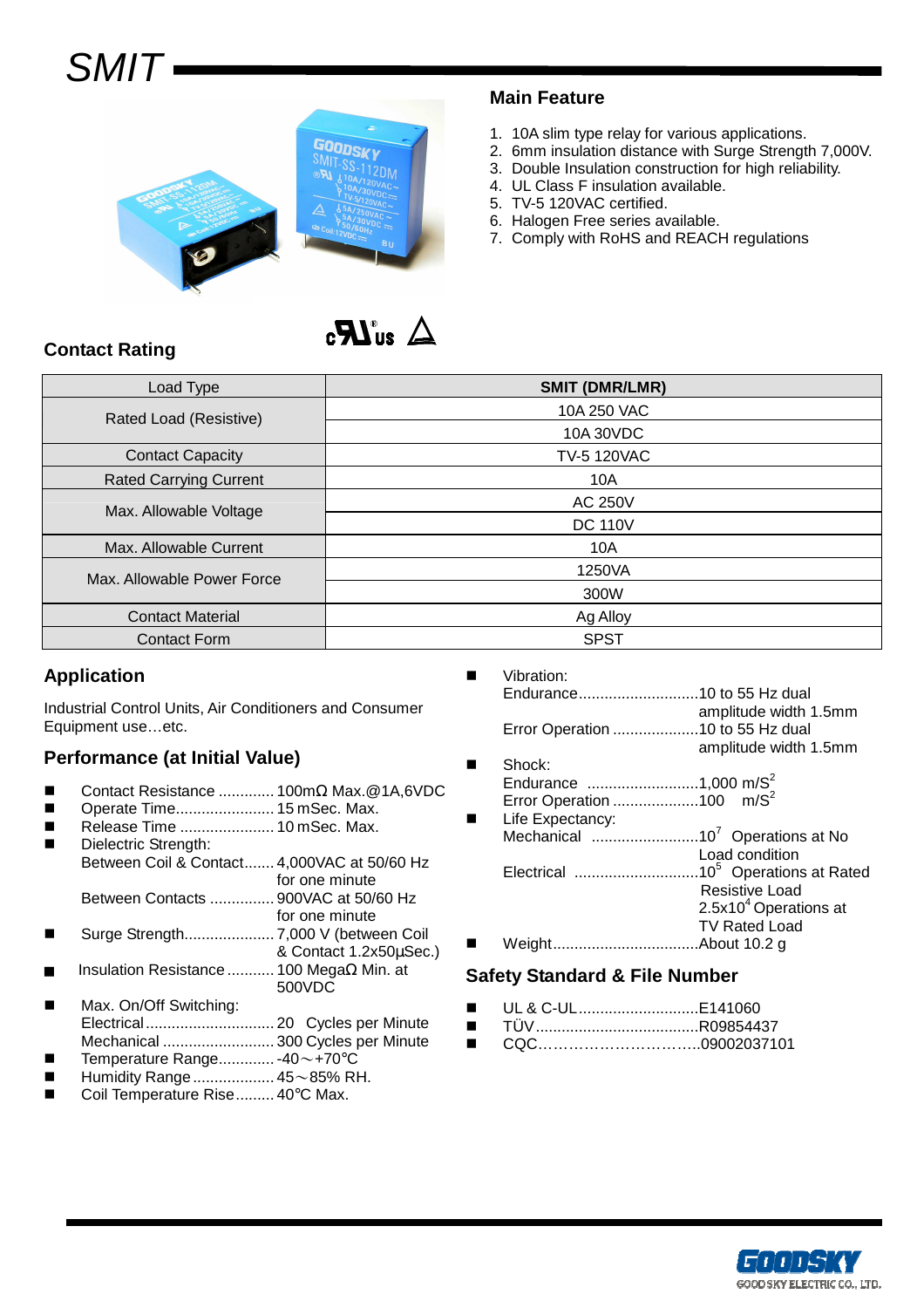# SMIT

## Main Feature

1. 10A slim type relay for various applications.
2. 6mm insulation distance with Surge Strength 7,000V.
3. Double Insulation construction for high reliability.
4. UL Class F insulation available.
5. TV-5 120VAC certified.
6. Halogen Free series available.
7. Comply with RoHS and REACH regulations

## Contact Rating

| Load Type | SMIT (DMR/LMR) |
|---|---|
| Rated Load (Resistive) | 10A 250 VAC |
| | 10A 30VDC |
| Contact Capacity | TV-5 120VAC |
| Rated Carrying Current | 10A |
| Max. Allowable Voltage | AC 250V |
| | DC 110V |
| Max. Allowable Current | 10A |
| Max. Allowable Power Force | 1250VA |
| | 300W |
| Contact Material | Ag Alloy |
| Contact Form | SPST |

## Application

Industrial Control Units, Air Conditioners and Consumer Equipment use…etc.

## Performance (at Initial Value)

- Contact Resistance ............. 100mΩ Max.@1A,6VDC
- Operate Time....................... 15 mSec. Max.
- Release Time ...................... 10 mSec. Max.
- Dielectric Strength:
  - Between Coil & Contact....... 4,000VAC at 50/60 Hz for one minute
  - Between Contacts ............... 900VAC at 50/60 Hz for one minute
- Surge Strength..................... 7,000 V (between Coil & Contact 1.2x50µSec.)
- Insulation Resistance ........... 100 MegaΩ Min. at 500VDC
- Max. On/Off Switching:
  - Electrical .............................. 20 Cycles per Minute
  - Mechanical .......................... 300 Cycles per Minute
- Temperature Range............. -40～+70℃
- Humidity Range ................... 45～85% RH.
- Coil Temperature Rise......... 40℃ Max.
- Vibration:
  - Endurance............................10 to 55 Hz dual amplitude width 1.5mm
  - Error Operation ....................10 to 55 Hz dual amplitude width 1.5mm
- Shock:
  - Endurance ..........................1,000 $m/S^2$
  - Error Operation ....................100 $m/S^2$
- Life Expectancy:
  - Mechanical .........................$10^7$ Operations at No Load condition
  - Electrical .............................$10^5$ Operations at Rated Resistive Load
    $2.5x10^4$ Operations at TV Rated Load
- Weight..................................About 10.2 g

## Safety Standard & File Number

- UL & C-UL............................E141060
- TÜV......................................R09854437
- CQC…………………………..09002037101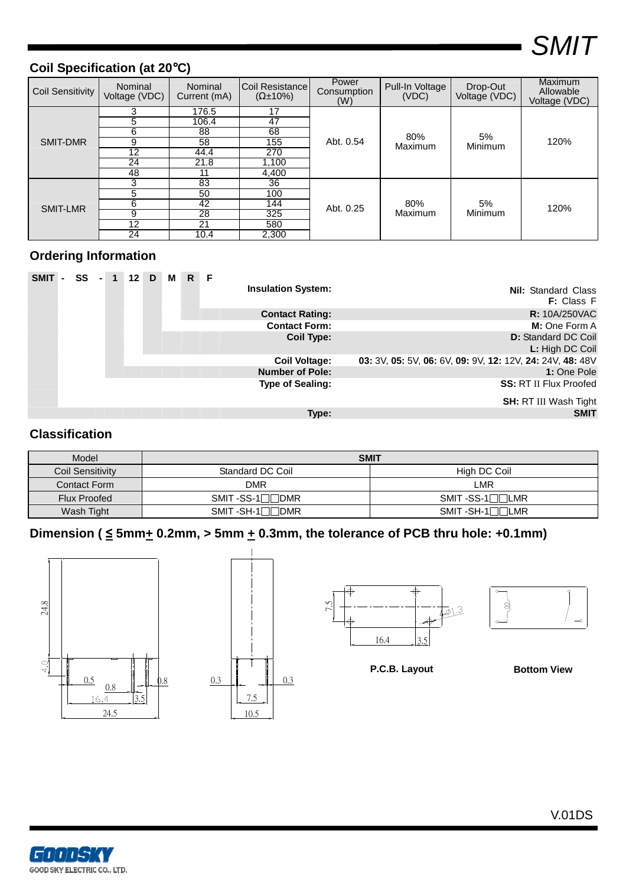## Coil Specification (at 20°C)

| Coil Sensitivity | Nominal Voltage (VDC) | Nominal Current (mA) | Coil Resistance (Ω±10%) | Power Consumption (W) | Pull-In Voltage (VDC) | Drop-Out Voltage (VDC) | Maximum Allowable Voltage (VDC) |
|---|---|---|---|---|---|---|---|
| SMIT-DMR | 3 | 176.5 | 17 | Abt. 0.54 | 80% Maximum | 5% Minimum | 120% |
| | 5 | 106.4 | 47 | | | | |
| | 6 | 88 | 68 | | | | |
| | 9 | 58 | 155 | | | | |
| | 12 | 44.4 | 270 | | | | |
| | 24 | 21.8 | 1,100 | | | | |
| | 48 | 11 | 4,400 | | | | |
| SMIT-LMR | 3 | 83 | 36 | Abt. 0.25 | 80% Maximum | 5% Minimum | 120% |
| | 5 | 50 | 100 | | | | |
| | 6 | 42 | 144 | | | | |
| | 9 | 28 | 325 | | | | |
| | 12 | 21 | 580 | | | | |
| | 24 | 10.4 | 2,300 | | | | |

## Ordering Information

**SMIT - SS - 1 12 D M R F**

| | |
|---|---|
| **Insulation System:** | **Nil:** Standard Class<br>**F:** Class F |
| **Contact Rating:** | **R:** 10A/250VAC |
| **Contact Form:** | **M:** One Form A |
| **Coil Type:** | **D:** Standard DC Coil<br>**L:** High DC Coil |
| **Coil Voltage:** | **03:** 3V, **05:** 5V, **06:** 6V, **09:** 9V, **12:** 12V, **24:** 24V, **48:** 48V |
| **Number of Pole:** | **1:** One Pole |
| **Type of Sealing:** | **SS:** RT II Flux Proofed<br>**SH:** RT III Wash Tight |
| **Type:** | **SMIT** |

## Classification

| Model | SMIT | |
|---|---|---|
| Coil Sensitivity | Standard DC Coil | High DC Coil |
| Contact Form | DMR | LMR |
| Flux Proofed | SMIT -SS-1□□DMR | SMIT -SS-1□□LMR |
| Wash Tight | SMIT -SH-1□□DMR | SMIT -SH-1□□LMR |

## Dimension ( ≤ 5mm ± 0.2mm, > 5mm ± 0.3mm, the tolerance of PCB thru hole: +0.1mm)

24.8
4.0
0.5
0.8
0.8
16.4
3.5
24.5

0.3
0.3
7.5
10.5

7.5
4-Ø1.3
16.4
3.5

P.C.B. Layout

Bottom View

V.01DS